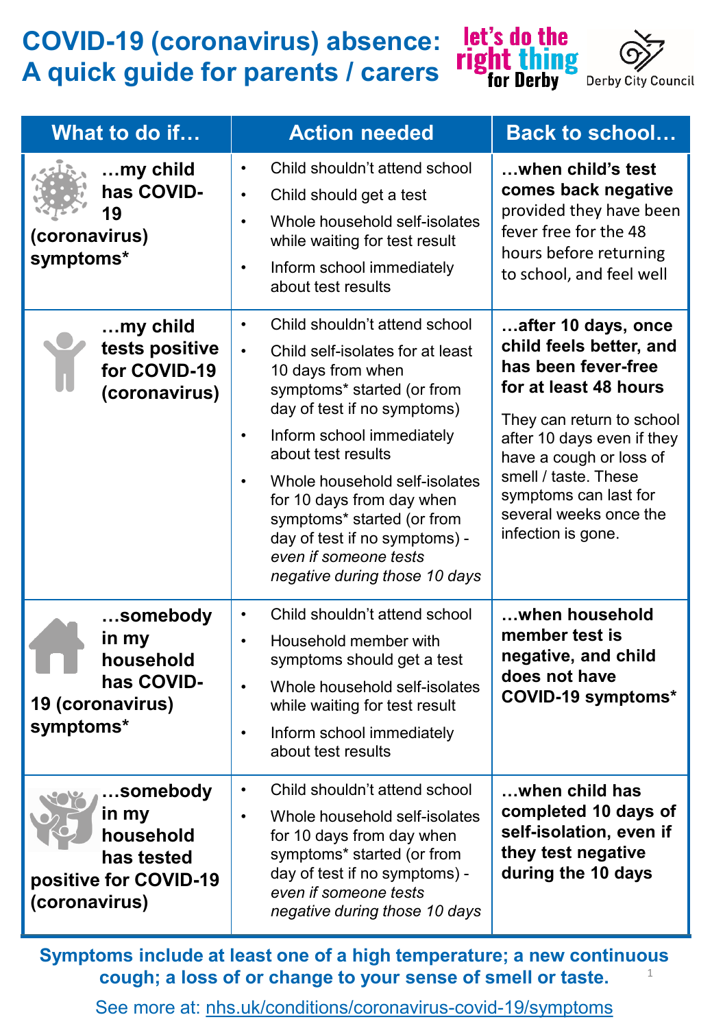# COVID-19 (coronavirus) absence: A quick guide for parents / carers

let's do the right thing for Derby

Derby City Council

| What to do if… | Action needed | Back to school… |
|---|---|---|
| **…my child has COVID-19 (coronavirus) symptoms*** | • Child shouldn't attend school<br>• Child should get a test<br>• Whole household self-isolates while waiting for test result<br>• Inform school immediately about test results | **…when child's test comes back negative** provided they have been fever free for the 48 hours before returning to school, and feel well |
| **…my child tests positive for COVID-19 (coronavirus)** | • Child shouldn't attend school<br>• Child self-isolates for at least 10 days from when symptoms* started (or from day of test if no symptoms)<br>• Inform school immediately about test results<br>• Whole household self-isolates for 10 days from day when symptoms* started (or from day of test if no symptoms) - *even if someone tests negative during those 10 days* | **…after 10 days, once child feels better, and has been fever-free for at least 48 hours**<br><br>They can return to school after 10 days even if they have a cough or loss of smell / taste. These symptoms can last for several weeks once the infection is gone. |
| **…somebody in my household has COVID-19 (coronavirus) symptoms*** | • Child shouldn't attend school<br>• Household member with symptoms should get a test<br>• Whole household self-isolates while waiting for test result<br>• Inform school immediately about test results | **…when household member test is negative, and child does not have COVID-19 symptoms*** |
| **…somebody in my household has tested positive for COVID-19 (coronavirus)** | • Child shouldn't attend school<br>• Whole household self-isolates for 10 days from day when symptoms* started (or from day of test if no symptoms) - *even if someone tests negative during those 10 days* | **…when child has completed 10 days of self-isolation, even if they test negative during the 10 days** |

**Symptoms include at least one of a high temperature; a new continuous cough; a loss of or change to your sense of smell or taste.**

See more at: nhs.uk/conditions/coronavirus-covid-19/symptoms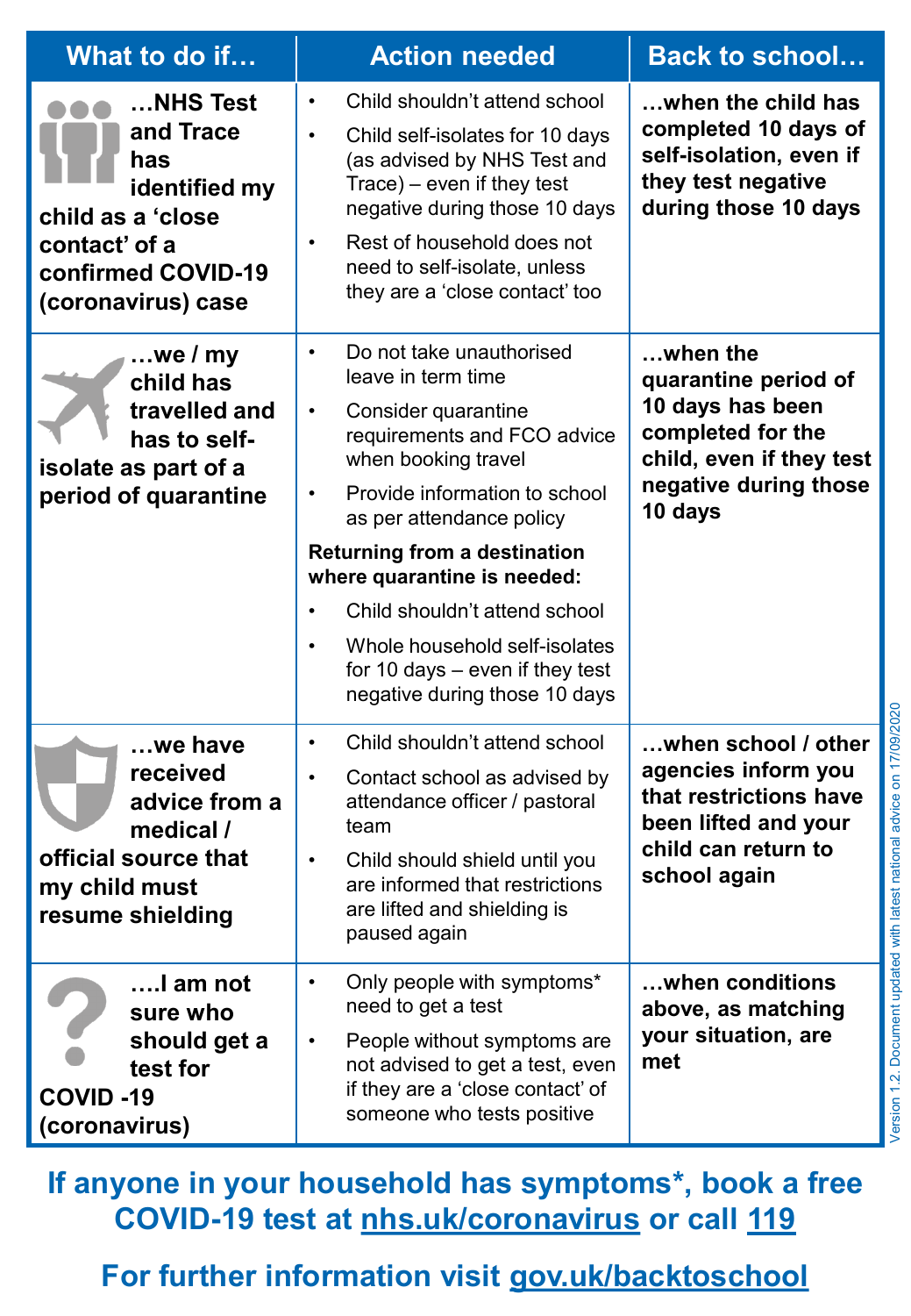| What to do if… | Action needed | Back to school… |
|---|---|---|
| **…NHS Test and Trace has identified my child as a 'close contact' of a confirmed COVID-19 (coronavirus) case** | • Child shouldn't attend school<br>• Child self-isolates for 10 days (as advised by NHS Test and Trace) – even if they test negative during those 10 days<br>• Rest of household does not need to self-isolate, unless they are a 'close contact' too | **…when the child has completed 10 days of self-isolation, even if they test negative during those 10 days** |
| **…we / my child has travelled and has to self-isolate as part of a period of quarantine** | • Do not take unauthorised leave in term time<br>• Consider quarantine requirements and FCO advice when booking travel<br>• Provide information to school as per attendance policy<br>**Returning from a destination where quarantine is needed:**<br>• Child shouldn't attend school<br>• Whole household self-isolates for 10 days – even if they test negative during those 10 days | **…when the quarantine period of 10 days has been completed for the child, even if they test negative during those 10 days** |
| **…we have received advice from a medical / official source that my child must resume shielding** | • Child shouldn't attend school<br>• Contact school as advised by attendance officer / pastoral team<br>• Child should shield until you are informed that restrictions are lifted and shielding is paused again | **…when school / other agencies inform you that restrictions have been lifted and your child can return to school again** |
| **….I am not sure who should get a test for COVID -19 (coronavirus)** | • Only people with symptoms* need to get a test<br>• People without symptoms are not advised to get a test, even if they are a 'close contact' of someone who tests positive | **…when conditions above, as matching your situation, are met** |

Version 1.2. Document updated with latest national advice on 17/09/2020

**If anyone in your household has symptoms*, book a free COVID-19 test at nhs.uk/coronavirus or call 119**

**For further information visit gov.uk/backtoschool**